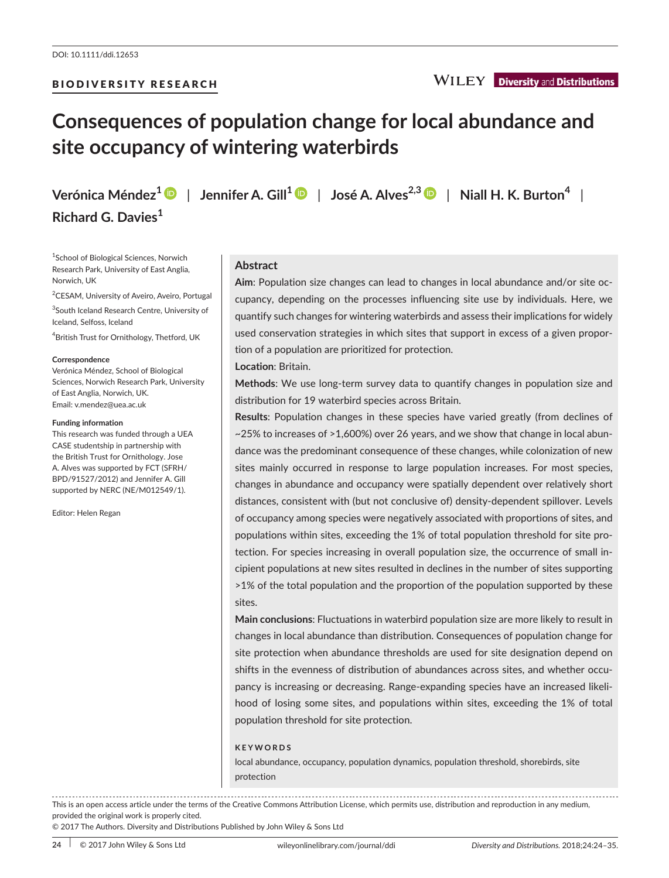DOI: 10.1111/ddi.12653

BIODIVERSITY RESEARCH

# Consequences of population change for local abundance and site occupancy of wintering waterbirds

**Verónica Méndez**[1] | **Jennifer A. Gill**[1] | **José A. Alves**[2,3] | **Niall H. K. Burton**[4] | **Richard G. Davies**[1]

[1]School of Biological Sciences, Norwich Research Park, University of East Anglia, Norwich, UK

[2]CESAM, University of Aveiro, Aveiro, Portugal

[3]South Iceland Research Centre, University of Iceland, Selfoss, Iceland

[4]British Trust for Ornithology, Thetford, UK

**Correspondence**
Verónica Méndez, School of Biological Sciences, Norwich Research Park, University of East Anglia, Norwich, UK.
Email: v.mendez@uea.ac.uk

**Funding information**
This research was funded through a UEA CASE studentship in partnership with the British Trust for Ornithology. Jose A. Alves was supported by FCT (SFRH/BPD/91527/2012) and Jennifer A. Gill supported by NERC (NE/M012549/1).

Editor: Helen Regan

## Abstract

**Aim**: Population size changes can lead to changes in local abundance and/or site occupancy, depending on the processes influencing site use by individuals. Here, we quantify such changes for wintering waterbirds and assess their implications for widely used conservation strategies in which sites that support in excess of a given proportion of a population are prioritized for protection.

**Location**: Britain.

**Methods**: We use long-term survey data to quantify changes in population size and distribution for 19 waterbird species across Britain.

**Results**: Population changes in these species have varied greatly (from declines of ~25% to increases of >1,600%) over 26 years, and we show that change in local abundance was the predominant consequence of these changes, while colonization of new sites mainly occurred in response to large population increases. For most species, changes in abundance and occupancy were spatially dependent over relatively short distances, consistent with (but not conclusive of) density-dependent spillover. Levels of occupancy among species were negatively associated with proportions of sites, and populations within sites, exceeding the 1% of total population threshold for site protection. For species increasing in overall population size, the occurrence of small incipient populations at new sites resulted in declines in the number of sites supporting >1% of the total population and the proportion of the population supported by these sites.

**Main conclusions**: Fluctuations in waterbird population size are more likely to result in changes in local abundance than distribution. Consequences of population change for site protection when abundance thresholds are used for site designation depend on shifts in the evenness of distribution of abundances across sites, and whether occupancy is increasing or decreasing. Range-expanding species have an increased likelihood of losing some sites, and populations within sites, exceeding the 1% of total population threshold for site protection.

**KEYWORDS**

local abundance, occupancy, population dynamics, population threshold, shorebirds, site protection

This is an open access article under the terms of the Creative Commons Attribution License, which permits use, distribution and reproduction in any medium, provided the original work is properly cited.
© 2017 The Authors. Diversity and Distributions Published by John Wiley & Sons Ltd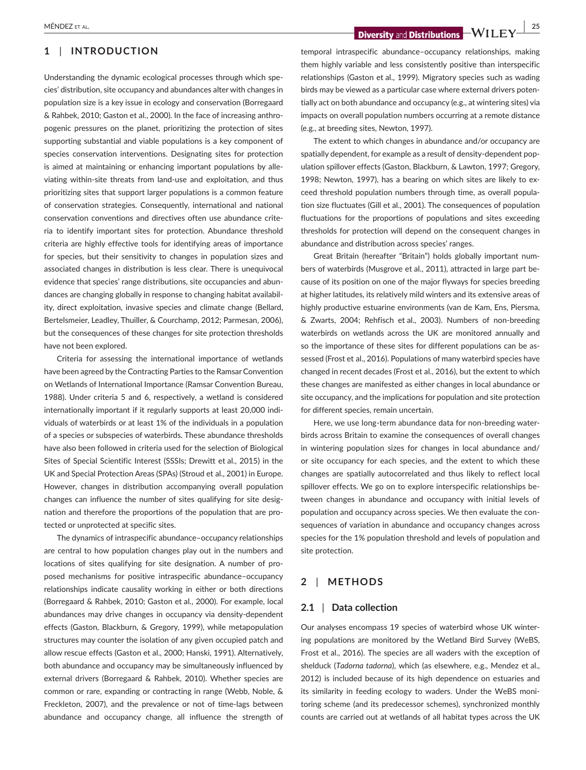## 1 | INTRODUCTION

Understanding the dynamic ecological processes through which species' distribution, site occupancy and abundances alter with changes in population size is a key issue in ecology and conservation (Borregaard & Rahbek, 2010; Gaston et al., 2000). In the face of increasing anthropogenic pressures on the planet, prioritizing the protection of sites supporting substantial and viable populations is a key component of species conservation interventions. Designating sites for protection is aimed at maintaining or enhancing important populations by alleviating within-site threats from land-use and exploitation, and thus prioritizing sites that support larger populations is a common feature of conservation strategies. Consequently, international and national conservation conventions and directives often use abundance criteria to identify important sites for protection. Abundance threshold criteria are highly effective tools for identifying areas of importance for species, but their sensitivity to changes in population sizes and associated changes in distribution is less clear. There is unequivocal evidence that species' range distributions, site occupancies and abundances are changing globally in response to changing habitat availability, direct exploitation, invasive species and climate change (Bellard, Bertelsmeier, Leadley, Thuiller, & Courchamp, 2012; Parmesan, 2006), but the consequences of these changes for site protection thresholds have not been explored.

Criteria for assessing the international importance of wetlands have been agreed by the Contracting Parties to the Ramsar Convention on Wetlands of International Importance (Ramsar Convention Bureau, 1988). Under criteria 5 and 6, respectively, a wetland is considered internationally important if it regularly supports at least 20,000 individuals of waterbirds or at least 1% of the individuals in a population of a species or subspecies of waterbirds. These abundance thresholds have also been followed in criteria used for the selection of Biological Sites of Special Scientific Interest (SSSIs; Drewitt et al., 2015) in the UK and Special Protection Areas (SPAs) (Stroud et al., 2001) in Europe. However, changes in distribution accompanying overall population changes can influence the number of sites qualifying for site designation and therefore the proportions of the population that are protected or unprotected at specific sites.

The dynamics of intraspecific abundance–occupancy relationships are central to how population changes play out in the numbers and locations of sites qualifying for site designation. A number of proposed mechanisms for positive intraspecific abundance–occupancy relationships indicate causality working in either or both directions (Borregaard & Rahbek, 2010; Gaston et al., 2000). For example, local abundances may drive changes in occupancy via density-dependent effects (Gaston, Blackburn, & Gregory, 1999), while metapopulation structures may counter the isolation of any given occupied patch and allow rescue effects (Gaston et al., 2000; Hanski, 1991). Alternatively, both abundance and occupancy may be simultaneously influenced by external drivers (Borregaard & Rahbek, 2010). Whether species are common or rare, expanding or contracting in range (Webb, Noble, & Freckleton, 2007), and the prevalence or not of time-lags between abundance and occupancy change, all influence the strength of temporal intraspecific abundance–occupancy relationships, making them highly variable and less consistently positive than interspecific relationships (Gaston et al., 1999). Migratory species such as wading birds may be viewed as a particular case where external drivers potentially act on both abundance and occupancy (e.g., at wintering sites) via impacts on overall population numbers occurring at a remote distance (e.g., at breeding sites, Newton, 1997).

The extent to which changes in abundance and/or occupancy are spatially dependent, for example as a result of density-dependent population spillover effects (Gaston, Blackburn, & Lawton, 1997; Gregory, 1998; Newton, 1997), has a bearing on which sites are likely to exceed threshold population numbers through time, as overall population size fluctuates (Gill et al., 2001). The consequences of population fluctuations for the proportions of populations and sites exceeding thresholds for protection will depend on the consequent changes in abundance and distribution across species' ranges.

Great Britain (hereafter "Britain") holds globally important numbers of waterbirds (Musgrove et al., 2011), attracted in large part because of its position on one of the major flyways for species breeding at higher latitudes, its relatively mild winters and its extensive areas of highly productive estuarine environments (van de Kam, Ens, Piersma, & Zwarts, 2004; Rehfisch et al., 2003). Numbers of non-breeding waterbirds on wetlands across the UK are monitored annually and so the importance of these sites for different populations can be assessed (Frost et al., 2016). Populations of many waterbird species have changed in recent decades (Frost et al., 2016), but the extent to which these changes are manifested as either changes in local abundance or site occupancy, and the implications for population and site protection for different species, remain uncertain.

Here, we use long-term abundance data for non-breeding waterbirds across Britain to examine the consequences of overall changes in wintering population sizes for changes in local abundance and/or site occupancy for each species, and the extent to which these changes are spatially autocorrelated and thus likely to reflect local spillover effects. We go on to explore interspecific relationships between changes in abundance and occupancy with initial levels of population and occupancy across species. We then evaluate the consequences of variation in abundance and occupancy changes across species for the 1% population threshold and levels of population and site protection.

## 2 | METHODS

### 2.1 | Data collection

Our analyses encompass 19 species of waterbird whose UK wintering populations are monitored by the Wetland Bird Survey (WeBS, Frost et al., 2016). The species are all waders with the exception of shelduck (*Tadorna tadorna*), which (as elsewhere, e.g., Mendez et al., 2012) is included because of its high dependence on estuaries and its similarity in feeding ecology to waders. Under the WeBS monitoring scheme (and its predecessor schemes), synchronized monthly counts are carried out at wetlands of all habitat types across the UK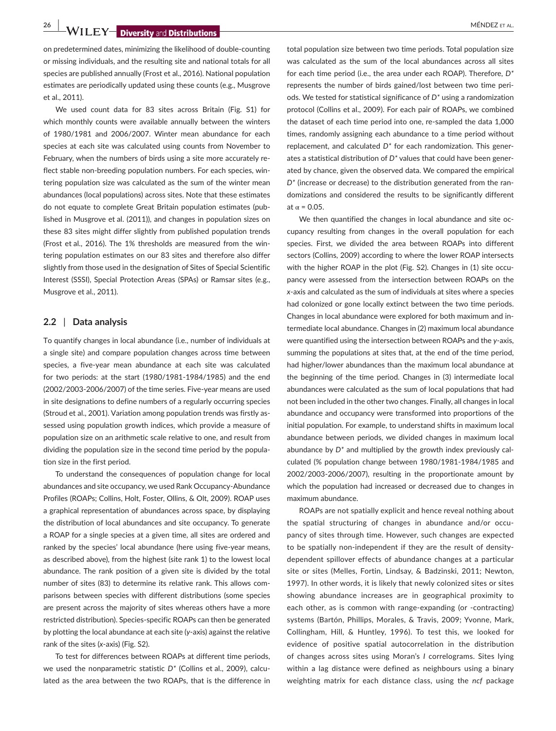on predetermined dates, minimizing the likelihood of double-counting or missing individuals, and the resulting site and national totals for all species are published annually (Frost et al., 2016). National population estimates are periodically updated using these counts (e.g., Musgrove et al., 2011).

We used count data for 83 sites across Britain (Fig. S1) for which monthly counts were available annually between the winters of 1980/1981 and 2006/2007. Winter mean abundance for each species at each site was calculated using counts from November to February, when the numbers of birds using a site more accurately reflect stable non-breeding population numbers. For each species, wintering population size was calculated as the sum of the winter mean abundances (local populations) across sites. Note that these estimates do not equate to complete Great Britain population estimates (published in Musgrove et al. (2011)), and changes in population sizes on these 83 sites might differ slightly from published population trends (Frost et al., 2016). The 1% thresholds are measured from the wintering population estimates on our 83 sites and therefore also differ slightly from those used in the designation of Sites of Special Scientific Interest (SSSI), Special Protection Areas (SPAs) or Ramsar sites (e.g., Musgrove et al., 2011).

## 2.2 | Data analysis

To quantify changes in local abundance (i.e., number of individuals at a single site) and compare population changes across time between species, a five-year mean abundance at each site was calculated for two periods: at the start (1980/1981-1984/1985) and the end (2002/2003-2006/2007) of the time series. Five-year means are used in site designations to define numbers of a regularly occurring species (Stroud et al., 2001). Variation among population trends was firstly assessed using population growth indices, which provide a measure of population size on an arithmetic scale relative to one, and result from dividing the population size in the second time period by the population size in the first period.

To understand the consequences of population change for local abundances and site occupancy, we used Rank Occupancy-Abundance Profiles (ROAPs; Collins, Holt, Foster, Ollins, & Olt, 2009). ROAP uses a graphical representation of abundances across space, by displaying the distribution of local abundances and site occupancy. To generate a ROAP for a single species at a given time, all sites are ordered and ranked by the species' local abundance (here using five-year means, as described above), from the highest (site rank 1) to the lowest local abundance. The rank position of a given site is divided by the total number of sites (83) to determine its relative rank. This allows comparisons between species with different distributions (some species are present across the majority of sites whereas others have a more restricted distribution). Species-specific ROAPs can then be generated by plotting the local abundance at each site (*y*-axis) against the relative rank of the sites (*x*-axis) (Fig. S2).

To test for differences between ROAPs at different time periods, we used the nonparametric statistic $D^*$ (Collins et al., 2009), calculated as the area between the two ROAPs, that is the difference in total population size between two time periods. Total population size was calculated as the sum of the local abundances across all sites for each time period (i.e., the area under each ROAP). Therefore, $D^*$ represents the number of birds gained/lost between two time periods. We tested for statistical significance of $D^*$ using a randomization protocol (Collins et al., 2009). For each pair of ROAPs, we combined the dataset of each time period into one, re-sampled the data 1,000 times, randomly assigning each abundance to a time period without replacement, and calculated $D^*$ for each randomization. This generates a statistical distribution of $D^*$ values that could have been generated by chance, given the observed data. We compared the empirical $D^*$ (increase or decrease) to the distribution generated from the randomizations and considered the results to be significantly different at $\alpha = 0.05$.

We then quantified the changes in local abundance and site occupancy resulting from changes in the overall population for each species. First, we divided the area between ROAPs into different sectors (Collins, 2009) according to where the lower ROAP intersects with the higher ROAP in the plot (Fig. S2). Changes in (1) site occupancy were assessed from the intersection between ROAPs on the *x*-axis and calculated as the sum of individuals at sites where a species had colonized or gone locally extinct between the two time periods. Changes in local abundance were explored for both maximum and intermediate local abundance. Changes in (2) maximum local abundance were quantified using the intersection between ROAPs and the *y*-axis, summing the populations at sites that, at the end of the time period, had higher/lower abundances than the maximum local abundance at the beginning of the time period. Changes in (3) intermediate local abundances were calculated as the sum of local populations that had not been included in the other two changes. Finally, all changes in local abundance and occupancy were transformed into proportions of the initial population. For example, to understand shifts in maximum local abundance between periods, we divided changes in maximum local abundance by $D^*$ and multiplied by the growth index previously calculated (% population change between 1980/1981-1984/1985 and 2002/2003-2006/2007), resulting in the proportionate amount by which the population had increased or decreased due to changes in maximum abundance.

ROAPs are not spatially explicit and hence reveal nothing about the spatial structuring of changes in abundance and/or occupancy of sites through time. However, such changes are expected to be spatially non-independent if they are the result of density-dependent spillover effects of abundance changes at a particular site or sites (Melles, Fortin, Lindsay, & Badzinski, 2011; Newton, 1997). In other words, it is likely that newly colonized sites or sites showing abundance increases are in geographical proximity to each other, as is common with range-expanding (or -contracting) systems (Bartón, Phillips, Morales, & Travis, 2009; Yvonne, Mark, Collingham, Hill, & Huntley, 1996). To test this, we looked for evidence of positive spatial autocorrelation in the distribution of changes across sites using Moran's *I* correlograms. Sites lying within a lag distance were defined as neighbours using a binary weighting matrix for each distance class, using the *ncf* package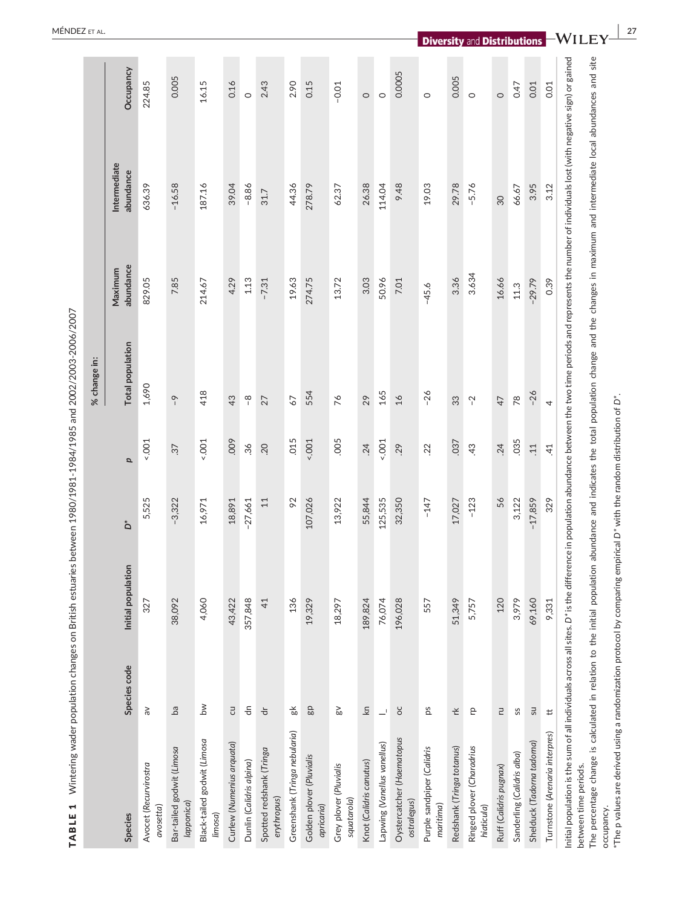**TABLE 1** Wintering wader population changes on British estuaries between 1980/1981-1984/1985 and 2002/2003-2006/2007

| Species | Species code | Initial population | $D^*$ | p | % change in: | | | |
|---|---|---|---|---|---|---|---|---|
| | | | | | Total population | Maximum abundance | Intermediate abundance | Occupancy |
| Avocet (*Recurvirostra avosetta*) | av | 327 | 5,525 | <.001 | 1,690 | 829.05 | 636.39 | 224.85 |
| Bar-tailed godwit (*Limosa lapponica*) | ba | 38,092 | −3,322 | .37 | −9 | 7.85 | −16.58 | 0.005 |
| Black-tailed godwit (*Limosa limosa*) | bw | 4,060 | 16,971 | <.001 | 418 | 214.67 | 187.16 | 16.15 |
| Curlew (*Numenius arquata*) | cu | 43,422 | 18,891 | .009 | 43 | 4.29 | 39.04 | 0.16 |
| Dunlin (*Calidris alpina*) | dn | 357,848 | −27,661 | .36 | −8 | 1.13 | −8.86 | 0 |
| Spotted redshank (*Tringa erythropus*) | dr | 41 | 11 | .20 | 27 | −7.31 | 31.7 | 2.43 |
| Greenshank (*Tringa nebularia*) | gk | 136 | 92 | .015 | 67 | 19.63 | 44.36 | 2.90 |
| Golden plover (*Pluvialis apricaria*) | gp | 19,329 | 107,026 | <.001 | 554 | 274.75 | 278.79 | 0.15 |
| Grey plover (*Pluvialis squatarola*) | gv | 18,297 | 13,922 | .005 | 76 | 13.72 | 62.37 | −0.01 |
| Knot (*Calidris canutus*) | kn | 189,824 | 55,844 | .24 | 29 | 3.03 | 26.38 | 0 |
| Lapwing (*Vanellus vanellus*) | l | 76,074 | 125,535 | <.001 | 165 | 50.96 | 114.04 | 0 |
| Oystercatcher (*Haematopus ostralegus*) | oc | 196,028 | 32,350 | .29 | 16 | 7.01 | 9.48 | 0.0005 |
| Purple sandpiper (*Calidris maritima*) | ps | 557 | −147 | .22 | −26 | −45.6 | 19.03 | 0 |
| Redshank (*Tringa totanus*) | rk | 51,349 | 17,027 | .037 | 33 | 3.36 | 29.78 | 0.005 |
| Ringed plover (*Charadrius hiaticula*) | rp | 5,757 | −123 | .43 | −2 | 3.634 | −5.76 | 0 |
| Ruff (*Calidris pugnax*) | ru | 120 | 56 | .24 | 47 | 16.66 | 30 | 0 |
| Sanderling (*Calidris alba*) | ss | 3,979 | 3,122 | .035 | 78 | 11.3 | 66.67 | 0.47 |
| Shelduck (*Tadorna tadorna*) | su | 69,160 | −17,859 | .11 | −26 | −29.79 | 3.95 | 0.01 |
| Turnstone (*Arenaria interpres*) | tt | 9,331 | 329 | .41 | 4 | 0.39 | 3.12 | 0.01 |

Initial population is the sum of all individuals across all sites. $D^*$ is the difference in population abundance between the two time periods and represents the number of individuals lost (with negative sign) or gained between time periods.

The percentage change is calculated in relation to the initial population abundance and indicates the total population change and the changes in maximum and intermediate local abundances and site occupancy.

*The p values are derived using a randomization protocol by comparing empirical $D^*$ with the random distribution of $D^*$.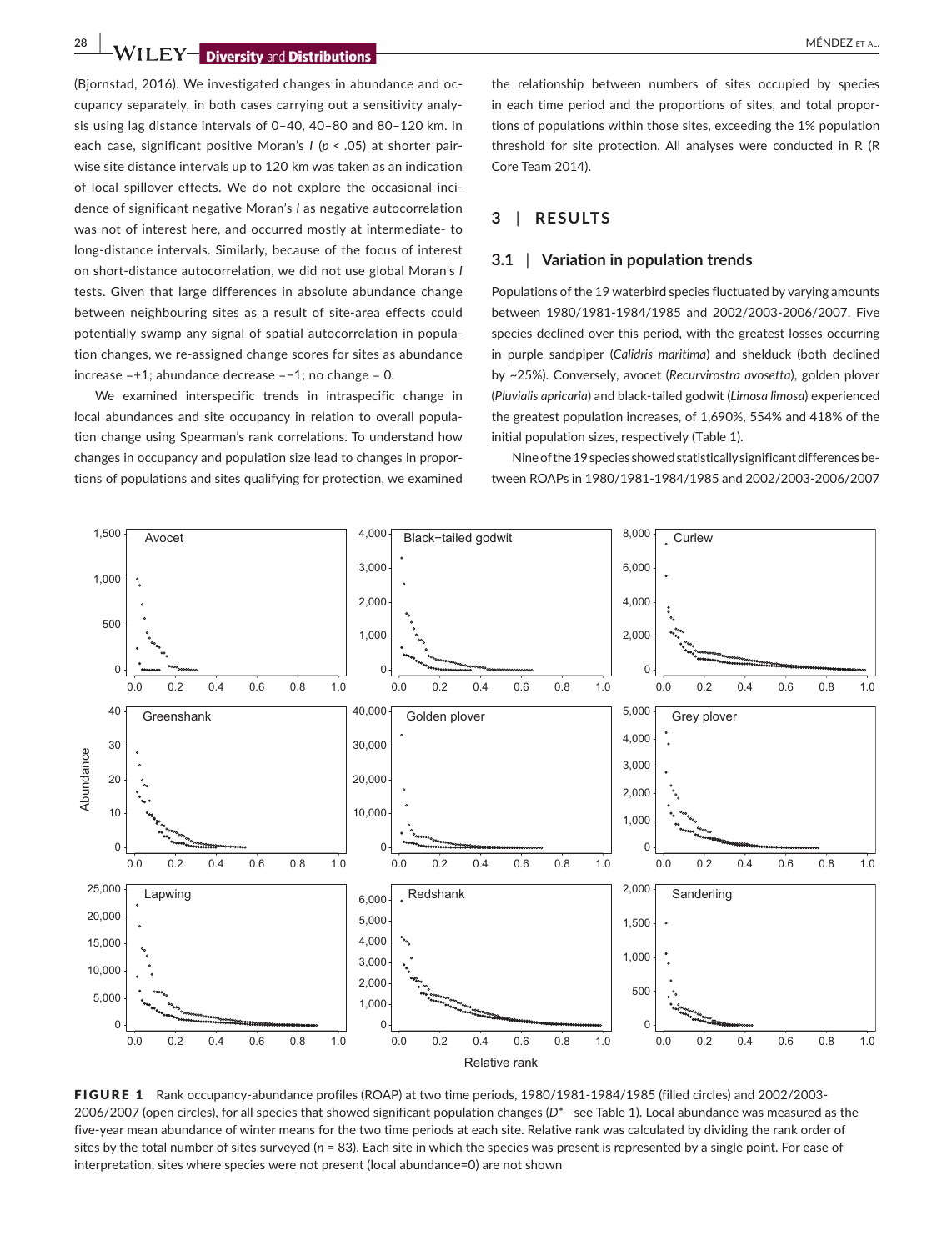(Bjornstad, 2016). We investigated changes in abundance and occupancy separately, in both cases carrying out a sensitivity analysis using lag distance intervals of 0–40, 40–80 and 80–120 km. In each case, significant positive Moran's $I$ ($p < .05$) at shorter pairwise site distance intervals up to 120 km was taken as an indication of local spillover effects. We do not explore the occasional incidence of significant negative Moran's $I$ as negative autocorrelation was not of interest here, and occurred mostly at intermediate- to long-distance intervals. Similarly, because of the focus of interest on short-distance autocorrelation, we did not use global Moran's $I$ tests. Given that large differences in absolute abundance change between neighbouring sites as a result of site-area effects could potentially swamp any signal of spatial autocorrelation in population changes, we re-assigned change scores for sites as abundance increase =+1; abundance decrease =−1; no change = 0.

We examined interspecific trends in intraspecific change in local abundances and site occupancy in relation to overall population change using Spearman's rank correlations. To understand how changes in occupancy and population size lead to changes in proportions of populations and sites qualifying for protection, we examined the relationship between numbers of sites occupied by species in each time period and the proportions of sites, and total proportions of populations within those sites, exceeding the 1% population threshold for site protection. All analyses were conducted in R (R Core Team 2014).

## 3 | RESULTS

### 3.1 | Variation in population trends

Populations of the 19 waterbird species fluctuated by varying amounts between 1980/1981-1984/1985 and 2002/2003-2006/2007. Five species declined over this period, with the greatest losses occurring in purple sandpiper (*Calidris maritima*) and shelduck (both declined by ~25%). Conversely, avocet (*Recurvirostra avosetta*), golden plover (*Pluvialis apricaria*) and black-tailed godwit (*Limosa limosa*) experienced the greatest population increases, of 1,690%, 554% and 418% of the initial population sizes, respectively (Table 1).

Nine of the 19 species showed statistically significant differences between ROAPs in 1980/1981-1984/1985 and 2002/2003-2006/2007

**FIGURE 1** Rank occupancy-abundance profiles (ROAP) at two time periods, 1980/1981-1984/1985 (filled circles) and 2002/2003-2006/2007 (open circles), for all species that showed significant population changes ($D^*$—see Table 1). Local abundance was measured as the five-year mean abundance of winter means for the two time periods at each site. Relative rank was calculated by dividing the rank order of sites by the total number of sites surveyed ($n = 83$). Each site in which the species was present is represented by a single point. For ease of interpretation, sites where species were not present (local abundance=0) are not shown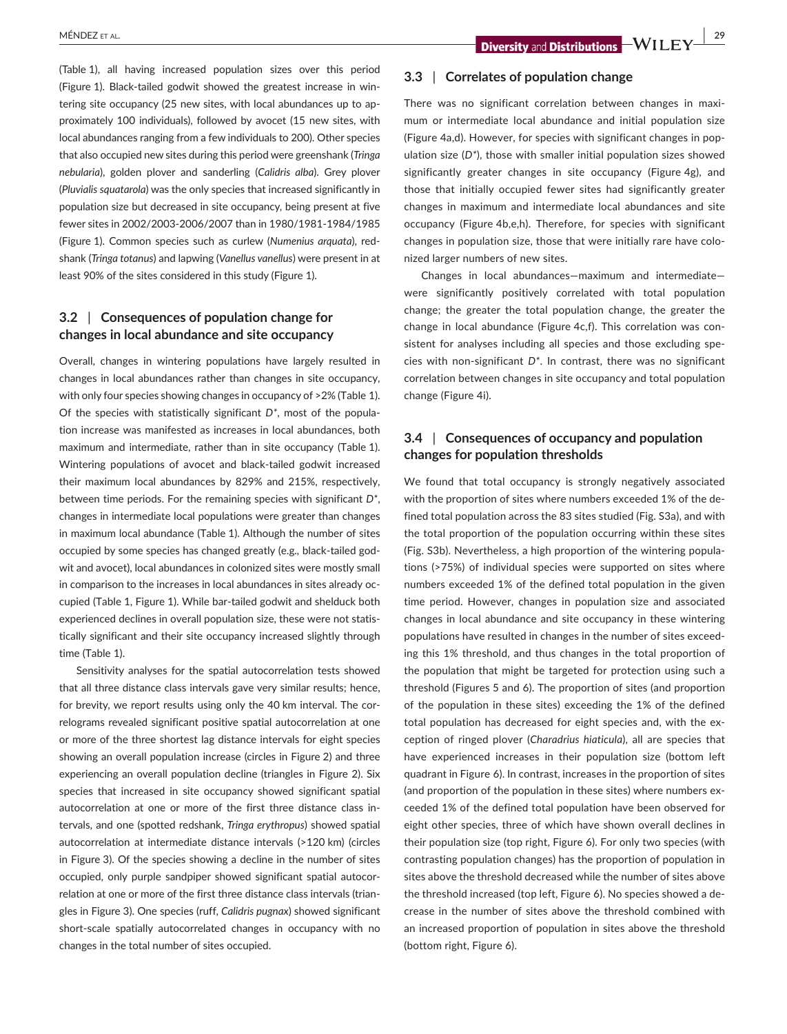(Table 1), all having increased population sizes over this period (Figure 1). Black-tailed godwit showed the greatest increase in wintering site occupancy (25 new sites, with local abundances up to approximately 100 individuals), followed by avocet (15 new sites, with local abundances ranging from a few individuals to 200). Other species that also occupied new sites during this period were greenshank (*Tringa nebularia*), golden plover and sanderling (*Calidris alba*). Grey plover (*Pluvialis squatarola*) was the only species that increased significantly in population size but decreased in site occupancy, being present at five fewer sites in 2002/2003-2006/2007 than in 1980/1981-1984/1985 (Figure 1). Common species such as curlew (*Numenius arquata*), redshank (*Tringa totanus*) and lapwing (*Vanellus vanellus*) were present in at least 90% of the sites considered in this study (Figure 1).

### 3.2 | Consequences of population change for changes in local abundance and site occupancy

Overall, changes in wintering populations have largely resulted in changes in local abundances rather than changes in site occupancy, with only four species showing changes in occupancy of >2% (Table 1). Of the species with statistically significant $D^*$, most of the population increase was manifested as increases in local abundances, both maximum and intermediate, rather than in site occupancy (Table 1). Wintering populations of avocet and black-tailed godwit increased their maximum local abundances by 829% and 215%, respectively, between time periods. For the remaining species with significant $D^*$, changes in intermediate local populations were greater than changes in maximum local abundance (Table 1). Although the number of sites occupied by some species has changed greatly (e.g., black-tailed godwit and avocet), local abundances in colonized sites were mostly small in comparison to the increases in local abundances in sites already occupied (Table 1, Figure 1). While bar-tailed godwit and shelduck both experienced declines in overall population size, these were not statistically significant and their site occupancy increased slightly through time (Table 1).

Sensitivity analyses for the spatial autocorrelation tests showed that all three distance class intervals gave very similar results; hence, for brevity, we report results using only the 40 km interval. The correlograms revealed significant positive spatial autocorrelation at one or more of the three shortest lag distance intervals for eight species showing an overall population increase (circles in Figure 2) and three experiencing an overall population decline (triangles in Figure 2). Six species that increased in site occupancy showed significant spatial autocorrelation at one or more of the first three distance class intervals, and one (spotted redshank, *Tringa erythropus*) showed spatial autocorrelation at intermediate distance intervals (>120 km) (circles in Figure 3). Of the species showing a decline in the number of sites occupied, only purple sandpiper showed significant spatial autocorrelation at one or more of the first three distance class intervals (triangles in Figure 3). One species (ruff, *Calidris pugnax*) showed significant short-scale spatially autocorrelated changes in occupancy with no changes in the total number of sites occupied.

### 3.3 | Correlates of population change

There was no significant correlation between changes in maximum or intermediate local abundance and initial population size (Figure 4a,d). However, for species with significant changes in population size ($D^*$), those with smaller initial population sizes showed significantly greater changes in site occupancy (Figure 4g), and those that initially occupied fewer sites had significantly greater changes in maximum and intermediate local abundances and site occupancy (Figure 4b,e,h). Therefore, for species with significant changes in population size, those that were initially rare have colonized larger numbers of new sites.

Changes in local abundances—maximum and intermediate—were significantly positively correlated with total population change; the greater the total population change, the greater the change in local abundance (Figure 4c,f). This correlation was consistent for analyses including all species and those excluding species with non-significant $D^*$. In contrast, there was no significant correlation between changes in site occupancy and total population change (Figure 4i).

### 3.4 | Consequences of occupancy and population changes for population thresholds

We found that total occupancy is strongly negatively associated with the proportion of sites where numbers exceeded 1% of the defined total population across the 83 sites studied (Fig. S3a), and with the total proportion of the population occurring within these sites (Fig. S3b). Nevertheless, a high proportion of the wintering populations (>75%) of individual species were supported on sites where numbers exceeded 1% of the defined total population in the given time period. However, changes in population size and associated changes in local abundance and site occupancy in these wintering populations have resulted in changes in the number of sites exceeding this 1% threshold, and thus changes in the total proportion of the population that might be targeted for protection using such a threshold (Figures 5 and 6). The proportion of sites (and proportion of the population in these sites) exceeding the 1% of the defined total population has decreased for eight species and, with the exception of ringed plover (*Charadrius hiaticula*), all are species that have experienced increases in their population size (bottom left quadrant in Figure 6). In contrast, increases in the proportion of sites (and proportion of the population in these sites) where numbers exceeded 1% of the defined total population have been observed for eight other species, three of which have shown overall declines in their population size (top right, Figure 6). For only two species (with contrasting population changes) has the proportion of population in sites above the threshold decreased while the number of sites above the threshold increased (top left, Figure 6). No species showed a decrease in the number of sites above the threshold combined with an increased proportion of population in sites above the threshold (bottom right, Figure 6).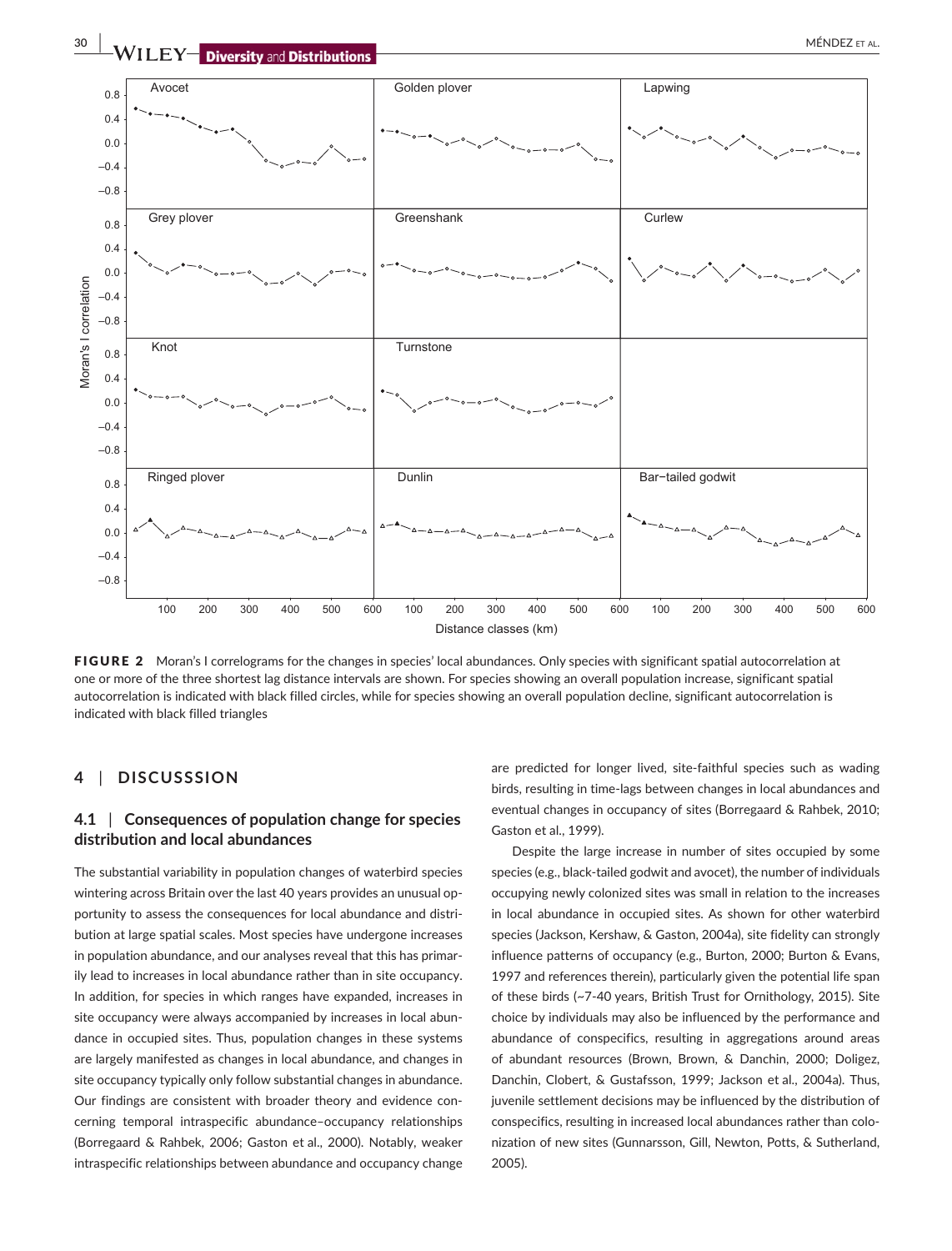FIGURE 2 Moran's I correlograms for the changes in species' local abundances. Only species with significant spatial autocorrelation at one or more of the three shortest lag distance intervals are shown. For species showing an overall population increase, significant spatial autocorrelation is indicated with black filled circles, while for species showing an overall population decline, significant autocorrelation is indicated with black filled triangles

## 4 | DISCUSSSION

### 4.1 | Consequences of population change for species distribution and local abundances

The substantial variability in population changes of waterbird species wintering across Britain over the last 40 years provides an unusual opportunity to assess the consequences for local abundance and distribution at large spatial scales. Most species have undergone increases in population abundance, and our analyses reveal that this has primarily lead to increases in local abundance rather than in site occupancy. In addition, for species in which ranges have expanded, increases in site occupancy were always accompanied by increases in local abundance in occupied sites. Thus, population changes in these systems are largely manifested as changes in local abundance, and changes in site occupancy typically only follow substantial changes in abundance. Our findings are consistent with broader theory and evidence concerning temporal intraspecific abundance–occupancy relationships (Borregaard & Rahbek, 2006; Gaston et al., 2000). Notably, weaker intraspecific relationships between abundance and occupancy change are predicted for longer lived, site-faithful species such as wading birds, resulting in time-lags between changes in local abundances and eventual changes in occupancy of sites (Borregaard & Rahbek, 2010; Gaston et al., 1999).

Despite the large increase in number of sites occupied by some species (e.g., black-tailed godwit and avocet), the number of individuals occupying newly colonized sites was small in relation to the increases in local abundance in occupied sites. As shown for other waterbird species (Jackson, Kershaw, & Gaston, 2004a), site fidelity can strongly influence patterns of occupancy (e.g., Burton, 2000; Burton & Evans, 1997 and references therein), particularly given the potential life span of these birds (~7-40 years, British Trust for Ornithology, 2015). Site choice by individuals may also be influenced by the performance and abundance of conspecifics, resulting in aggregations around areas of abundant resources (Brown, Brown, & Danchin, 2000; Doligez, Danchin, Clobert, & Gustafsson, 1999; Jackson et al., 2004a). Thus, juvenile settlement decisions may be influenced by the distribution of conspecifics, resulting in increased local abundances rather than colonization of new sites (Gunnarsson, Gill, Newton, Potts, & Sutherland, 2005).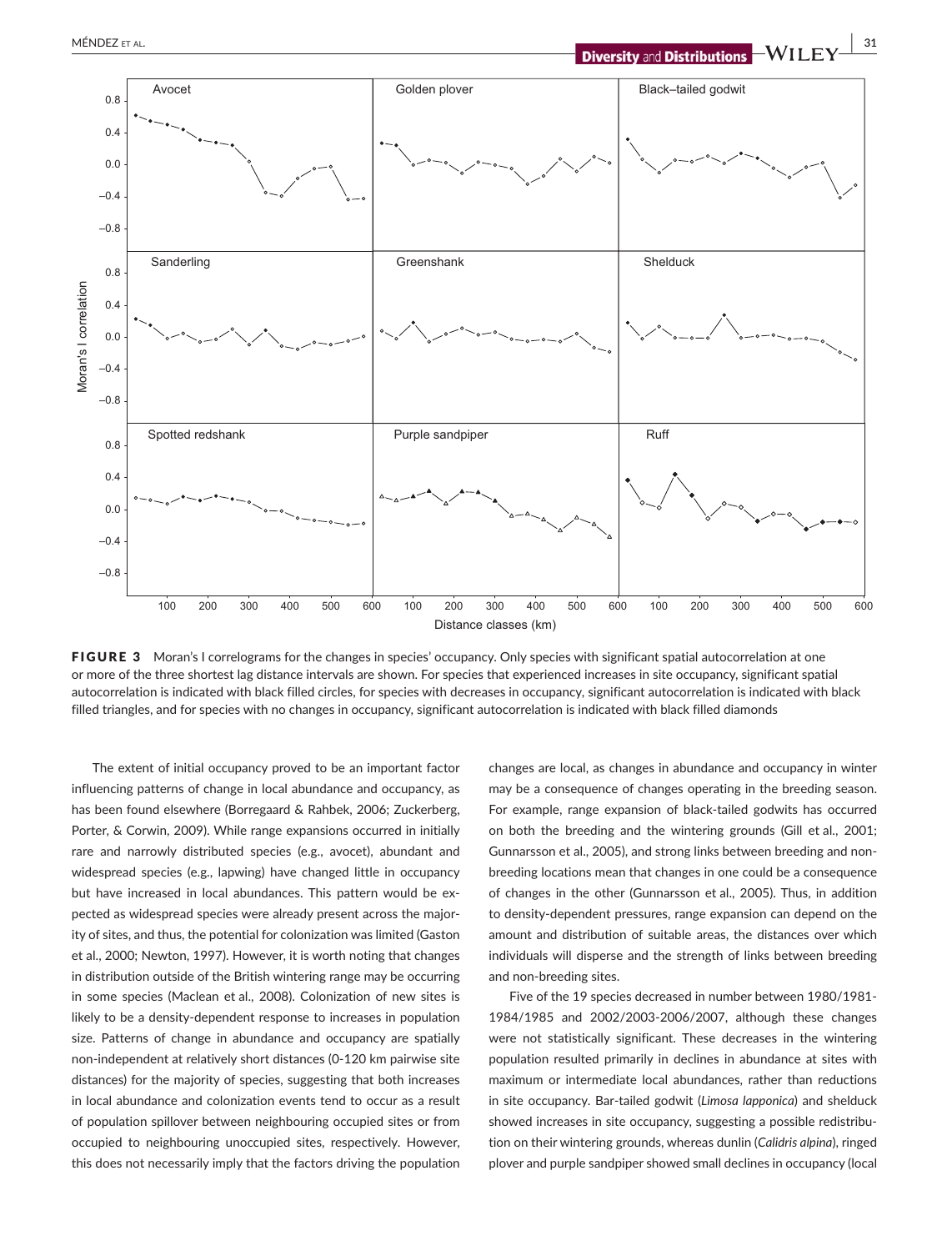**FIGURE 3** Moran's I correlograms for the changes in species' occupancy. Only species with significant spatial autocorrelation at one or more of the three shortest lag distance intervals are shown. For species that experienced increases in site occupancy, significant spatial autocorrelation is indicated with black filled circles, for species with decreases in occupancy, significant autocorrelation is indicated with black filled triangles, and for species with no changes in occupancy, significant autocorrelation is indicated with black filled diamonds

The extent of initial occupancy proved to be an important factor influencing patterns of change in local abundance and occupancy, as has been found elsewhere (Borregaard & Rahbek, 2006; Zuckerberg, Porter, & Corwin, 2009). While range expansions occurred in initially rare and narrowly distributed species (e.g., avocet), abundant and widespread species (e.g., lapwing) have changed little in occupancy but have increased in local abundances. This pattern would be expected as widespread species were already present across the majority of sites, and thus, the potential for colonization was limited (Gaston et al., 2000; Newton, 1997). However, it is worth noting that changes in distribution outside of the British wintering range may be occurring in some species (Maclean et al., 2008). Colonization of new sites is likely to be a density-dependent response to increases in population size. Patterns of change in abundance and occupancy are spatially non-independent at relatively short distances (0-120 km pairwise site distances) for the majority of species, suggesting that both increases in local abundance and colonization events tend to occur as a result of population spillover between neighbouring occupied sites or from occupied to neighbouring unoccupied sites, respectively. However, this does not necessarily imply that the factors driving the population changes are local, as changes in abundance and occupancy in winter may be a consequence of changes operating in the breeding season. For example, range expansion of black-tailed godwits has occurred on both the breeding and the wintering grounds (Gill et al., 2001; Gunnarsson et al., 2005), and strong links between breeding and non-breeding locations mean that changes in one could be a consequence of changes in the other (Gunnarsson et al., 2005). Thus, in addition to density-dependent pressures, range expansion can depend on the amount and distribution of suitable areas, the distances over which individuals will disperse and the strength of links between breeding and non-breeding sites.

Five of the 19 species decreased in number between 1980/1981-1984/1985 and 2002/2003-2006/2007, although these changes were not statistically significant. These decreases in the wintering population resulted primarily in declines in abundance at sites with maximum or intermediate local abundances, rather than reductions in site occupancy. Bar-tailed godwit (*Limosa lapponica*) and shelduck showed increases in site occupancy, suggesting a possible redistribution on their wintering grounds, whereas dunlin (*Calidris alpina*), ringed plover and purple sandpiper showed small declines in occupancy (local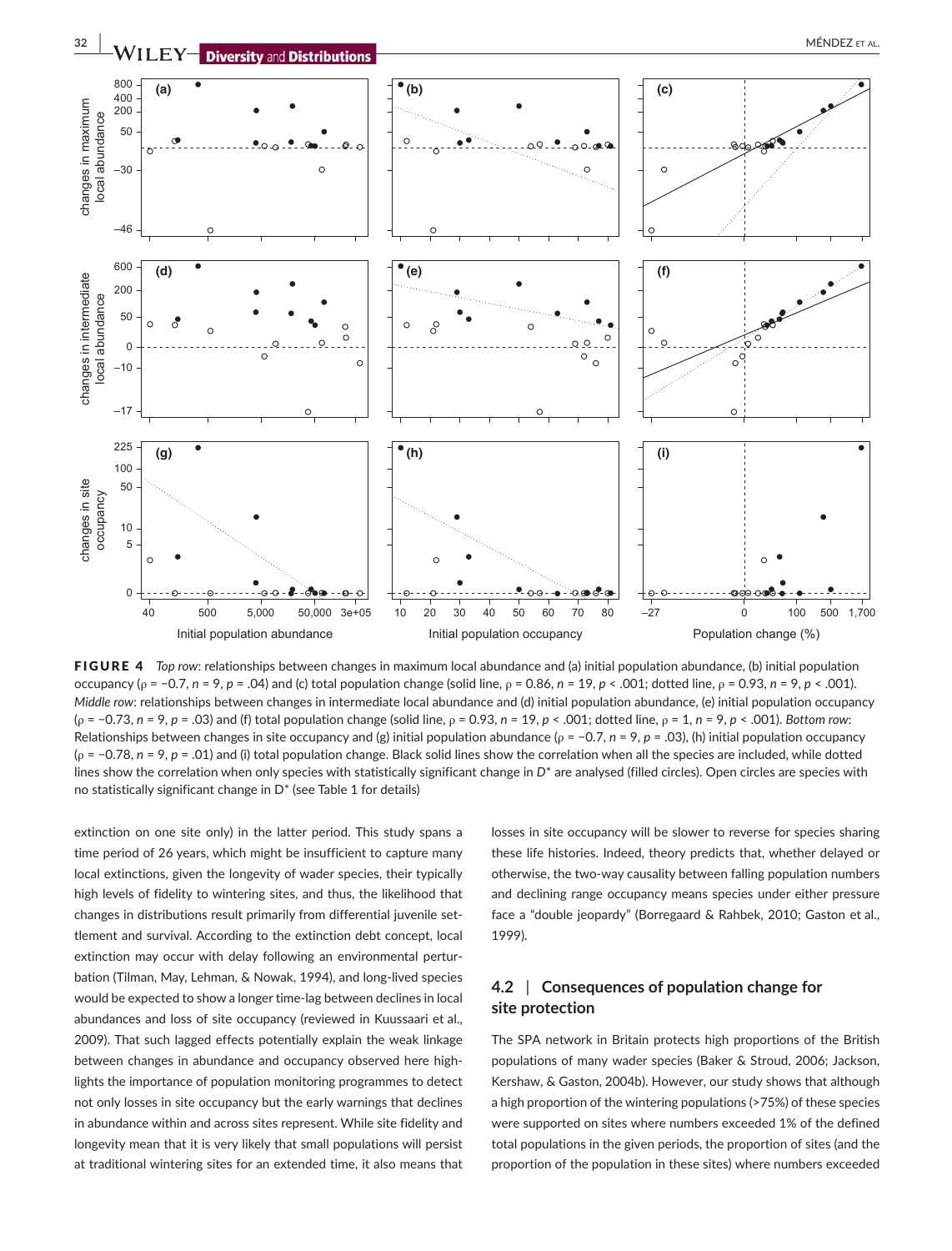**FIGURE 4** *Top row*: relationships between changes in maximum local abundance and (a) initial population abundance, (b) initial population occupancy (ρ = −0.7, *n* = 9, *p* = .04) and (c) total population change (solid line, ρ = 0.86, *n* = 19, *p* < .001; dotted line, ρ = 0.93, *n* = 9, *p* < .001). *Middle row*: relationships between changes in intermediate local abundance and (d) initial population abundance, (e) initial population occupancy (ρ = −0.73, *n* = 9, *p* = .03) and (f) total population change (solid line, ρ = 0.93, *n* = 19, *p* < .001; dotted line, ρ = 1, *n* = 9, *p* < .001). *Bottom row*: Relationships between changes in site occupancy and (g) initial population abundance (ρ = −0.7, *n* = 9, *p* = .03), (h) initial population occupancy (ρ = −0.78, *n* = 9, *p* = .01) and (i) total population change. Black solid lines show the correlation when all the species are included, while dotted lines show the correlation when only species with statistically significant change in D* are analysed (filled circles). Open circles are species with no statistically significant change in D* (see Table 1 for details)

extinction on one site only) in the latter period. This study spans a time period of 26 years, which might be insufficient to capture many local extinctions, given the longevity of wader species, their typically high levels of fidelity to wintering sites, and thus, the likelihood that changes in distributions result primarily from differential juvenile settlement and survival. According to the extinction debt concept, local extinction may occur with delay following an environmental perturbation (Tilman, May, Lehman, & Nowak, 1994), and long-lived species would be expected to show a longer time-lag between declines in local abundances and loss of site occupancy (reviewed in Kuussaari et al., 2009). That such lagged effects potentially explain the weak linkage between changes in abundance and occupancy observed here highlights the importance of population monitoring programmes to detect not only losses in site occupancy but the early warnings that declines in abundance within and across sites represent. While site fidelity and longevity mean that it is very likely that small populations will persist at traditional wintering sites for an extended time, it also means that losses in site occupancy will be slower to reverse for species sharing these life histories. Indeed, theory predicts that, whether delayed or otherwise, the two-way causality between falling population numbers and declining range occupancy means species under either pressure face a "double jeopardy" (Borregaard & Rahbek, 2010; Gaston et al., 1999).

## 4.2 | Consequences of population change for site protection

The SPA network in Britain protects high proportions of the British populations of many wader species (Baker & Stroud, 2006; Jackson, Kershaw, & Gaston, 2004b). However, our study shows that although a high proportion of the wintering populations (>75%) of these species were supported on sites where numbers exceeded 1% of the defined total populations in the given periods, the proportion of sites (and the proportion of the population in these sites) where numbers exceeded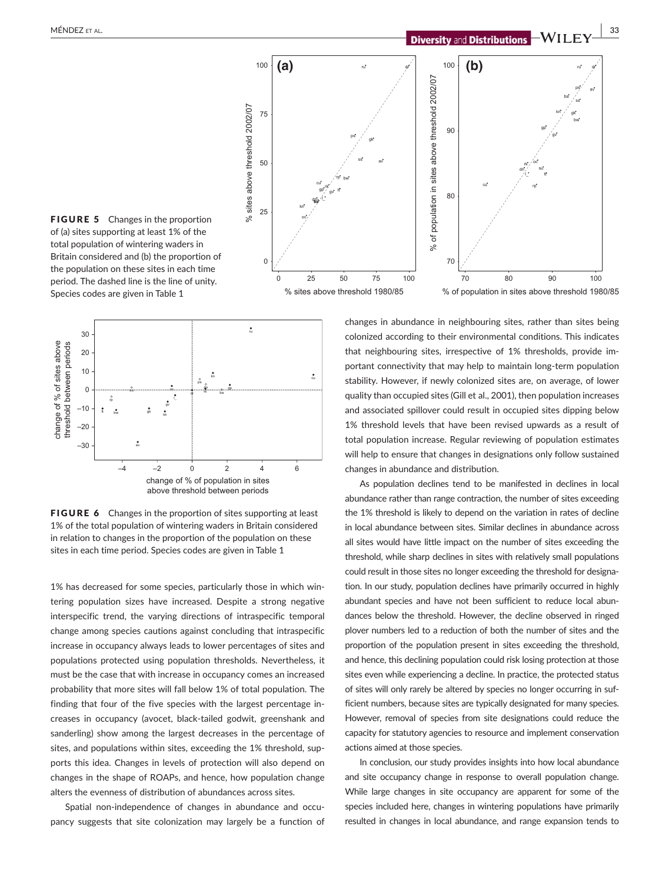FIGURE 5 Changes in the proportion of (a) sites supporting at least 1% of the total population of wintering waders in Britain considered and (b) the proportion of the population on these sites in each time period. The dashed line is the line of unity. Species codes are given in Table 1

FIGURE 6 Changes in the proportion of sites supporting at least 1% of the total population of wintering waders in Britain considered in relation to changes in the proportion of the population on these sites in each time period. Species codes are given in Table 1

1% has decreased for some species, particularly those in which wintering population sizes have increased. Despite a strong negative interspecific trend, the varying directions of intraspecific temporal change among species cautions against concluding that intraspecific increase in occupancy always leads to lower percentages of sites and populations protected using population thresholds. Nevertheless, it must be the case that with increase in occupancy comes an increased probability that more sites will fall below 1% of total population. The finding that four of the five species with the largest percentage increases in occupancy (avocet, black-tailed godwit, greenshank and sanderling) show among the largest decreases in the percentage of sites, and populations within sites, exceeding the 1% threshold, supports this idea. Changes in levels of protection will also depend on changes in the shape of ROAPs, and hence, how population change alters the evenness of distribution of abundances across sites.

Spatial non-independence of changes in abundance and occupancy suggests that site colonization may largely be a function of changes in abundance in neighbouring sites, rather than sites being colonized according to their environmental conditions. This indicates that neighbouring sites, irrespective of 1% thresholds, provide important connectivity that may help to maintain long-term population stability. However, if newly colonized sites are, on average, of lower quality than occupied sites (Gill et al., 2001), then population increases and associated spillover could result in occupied sites dipping below 1% threshold levels that have been revised upwards as a result of total population increase. Regular reviewing of population estimates will help to ensure that changes in designations only follow sustained changes in abundance and distribution.

As population declines tend to be manifested in declines in local abundance rather than range contraction, the number of sites exceeding the 1% threshold is likely to depend on the variation in rates of decline in local abundance between sites. Similar declines in abundance across all sites would have little impact on the number of sites exceeding the threshold, while sharp declines in sites with relatively small populations could result in those sites no longer exceeding the threshold for designation. In our study, population declines have primarily occurred in highly abundant species and have not been sufficient to reduce local abundances below the threshold. However, the decline observed in ringed plover numbers led to a reduction of both the number of sites and the proportion of the population present in sites exceeding the threshold, and hence, this declining population could risk losing protection at those sites even while experiencing a decline. In practice, the protected status of sites will only rarely be altered by species no longer occurring in sufficient numbers, because sites are typically designated for many species. However, removal of species from site designations could reduce the capacity for statutory agencies to resource and implement conservation actions aimed at those species.

In conclusion, our study provides insights into how local abundance and site occupancy change in response to overall population change. While large changes in site occupancy are apparent for some of the species included here, changes in wintering populations have primarily resulted in changes in local abundance, and range expansion tends to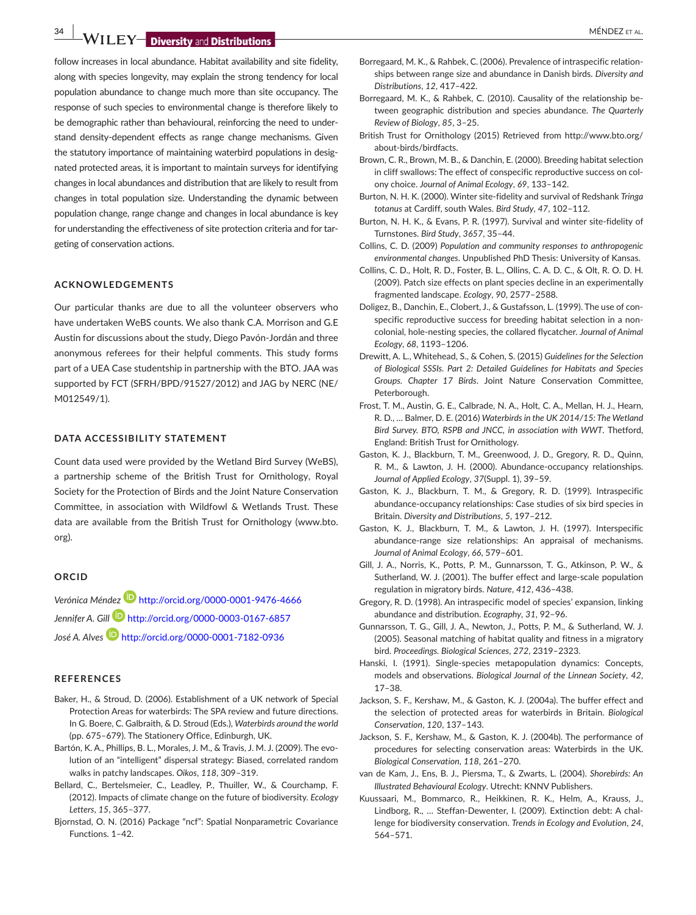follow increases in local abundance. Habitat availability and site fidelity, along with species longevity, may explain the strong tendency for local population abundance to change much more than site occupancy. The response of such species to environmental change is therefore likely to be demographic rather than behavioural, reinforcing the need to understand density-dependent effects as range change mechanisms. Given the statutory importance of maintaining waterbird populations in designated protected areas, it is important to maintain surveys for identifying changes in local abundances and distribution that are likely to result from changes in total population size. Understanding the dynamic between population change, range change and changes in local abundance is key for understanding the effectiveness of site protection criteria and for targeting of conservation actions.

## ACKNOWLEDGEMENTS

Our particular thanks are due to all the volunteer observers who have undertaken WeBS counts. We also thank C.A. Morrison and G.E Austin for discussions about the study, Diego Pavón-Jordán and three anonymous referees for their helpful comments. This study forms part of a UEA Case studentship in partnership with the BTO. JAA was supported by FCT (SFRH/BPD/91527/2012) and JAG by NERC (NE/M012549/1).

## DATA ACCESSIBILITY STATEMENT

Count data used were provided by the Wetland Bird Survey (WeBS), a partnership scheme of the British Trust for Ornithology, Royal Society for the Protection of Birds and the Joint Nature Conservation Committee, in association with Wildfowl & Wetlands Trust. These data are available from the British Trust for Ornithology (www.bto.org).

## ORCID

*Verónica Méndez* http://orcid.org/0000-0001-9476-4666
*Jennifer A. Gill* http://orcid.org/0000-0003-0167-6857
*José A. Alves* http://orcid.org/0000-0001-7182-0936

## REFERENCES

Baker, H., & Stroud, D. (2006). Establishment of a UK network of Special Protection Areas for waterbirds: The SPA review and future directions. In G. Boere, C. Galbraith, & D. Stroud (Eds.), *Waterbirds around the world* (pp. 675–679). The Stationery Office, Edinburgh, UK.

Bartón, K. A., Phillips, B. L., Morales, J. M., & Travis, J. M. J. (2009). The evolution of an "intelligent" dispersal strategy: Biased, correlated random walks in patchy landscapes. *Oikos*, *118*, 309–319.

Bellard, C., Bertelsmeier, C., Leadley, P., Thuiller, W., & Courchamp, F. (2012). Impacts of climate change on the future of biodiversity. *Ecology Letters*, *15*, 365–377.

Bjornstad, O. N. (2016) Package "ncf": Spatial Nonparametric Covariance Functions. 1–42.

Borregaard, M. K., & Rahbek, C. (2006). Prevalence of intraspecific relationships between range size and abundance in Danish birds. *Diversity and Distributions*, *12*, 417–422.

Borregaard, M. K., & Rahbek, C. (2010). Causality of the relationship between geographic distribution and species abundance. *The Quarterly Review of Biology*, *85*, 3–25.

British Trust for Ornithology (2015) Retrieved from http://www.bto.org/about-birds/birdfacts.

Brown, C. R., Brown, M. B., & Danchin, E. (2000). Breeding habitat selection in cliff swallows: The effect of conspecific reproductive success on colony choice. *Journal of Animal Ecology*, *69*, 133–142.

Burton, N. H. K. (2000). Winter site-fidelity and survival of Redshank *Tringa totanus* at Cardiff, south Wales. *Bird Study*, *47*, 102–112.

Burton, N. H. K., & Evans, P. R. (1997). Survival and winter site-fidelity of Turnstones. *Bird Study*, *3657*, 35–44.

Collins, C. D. (2009) *Population and community responses to anthropogenic environmental changes*. Unpublished PhD Thesis: University of Kansas.

Collins, C. D., Holt, R. D., Foster, B. L., Ollins, C. A. D. C., & Olt, R. O. D. H. (2009). Patch size effects on plant species decline in an experimentally fragmented landscape. *Ecology*, *90*, 2577–2588.

Doligez, B., Danchin, E., Clobert, J., & Gustafsson, L. (1999). The use of conspecific reproductive success for breeding habitat selection in a non-colonial, hole-nesting species, the collared flycatcher. *Journal of Animal Ecology*, *68*, 1193–1206.

Drewitt, A. L., Whitehead, S., & Cohen, S. (2015) *Guidelines for the Selection of Biological SSSIs. Part 2: Detailed Guidelines for Habitats and Species Groups. Chapter 17 Birds*. Joint Nature Conservation Committee, Peterborough.

Frost, T. M., Austin, G. E., Calbrade, N. A., Holt, C. A., Mellan, H. J., Hearn, R. D., … Balmer, D. E. (2016) *Waterbirds in the UK 2014/15: The Wetland Bird Survey. BTO, RSPB and JNCC, in association with WWT*. Thetford, England: British Trust for Ornithology.

Gaston, K. J., Blackburn, T. M., Greenwood, J. D., Gregory, R. D., Quinn, R. M., & Lawton, J. H. (2000). Abundance-occupancy relationships. *Journal of Applied Ecology*, *37*(Suppl. 1), 39–59.

Gaston, K. J., Blackburn, T. M., & Gregory, R. D. (1999). Intraspecific abundance-occupancy relationships: Case studies of six bird species in Britain. *Diversity and Distributions*, *5*, 197–212.

Gaston, K. J., Blackburn, T. M., & Lawton, J. H. (1997). Interspecific abundance-range size relationships: An appraisal of mechanisms. *Journal of Animal Ecology*, *66*, 579–601.

Gill, J. A., Norris, K., Potts, P. M., Gunnarsson, T. G., Atkinson, P. W., & Sutherland, W. J. (2001). The buffer effect and large-scale population regulation in migratory birds. *Nature*, *412*, 436–438.

Gregory, R. D. (1998). An intraspecific model of species' expansion, linking abundance and distribution. *Ecography*, *31*, 92–96.

Gunnarsson, T. G., Gill, J. A., Newton, J., Potts, P. M., & Sutherland, W. J. (2005). Seasonal matching of habitat quality and fitness in a migratory bird. *Proceedings. Biological Sciences*, *272*, 2319–2323.

Hanski, I. (1991). Single-species metapopulation dynamics: Concepts, models and observations. *Biological Journal of the Linnean Society*, *42*, 17–38.

Jackson, S. F., Kershaw, M., & Gaston, K. J. (2004a). The buffer effect and the selection of protected areas for waterbirds in Britain. *Biological Conservation*, *120*, 137–143.

Jackson, S. F., Kershaw, M., & Gaston, K. J. (2004b). The performance of procedures for selecting conservation areas: Waterbirds in the UK. *Biological Conservation*, *118*, 261–270.

van de Kam, J., Ens, B. J., Piersma, T., & Zwarts, L. (2004). *Shorebirds: An Illustrated Behavioural Ecology*. Utrecht: KNNV Publishers.

Kuussaari, M., Bommarco, R., Heikkinen, R. K., Helm, A., Krauss, J., Lindborg, R., … Steffan-Dewenter, I. (2009). Extinction debt: A challenge for biodiversity conservation. *Trends in Ecology and Evolution*, *24*, 564–571.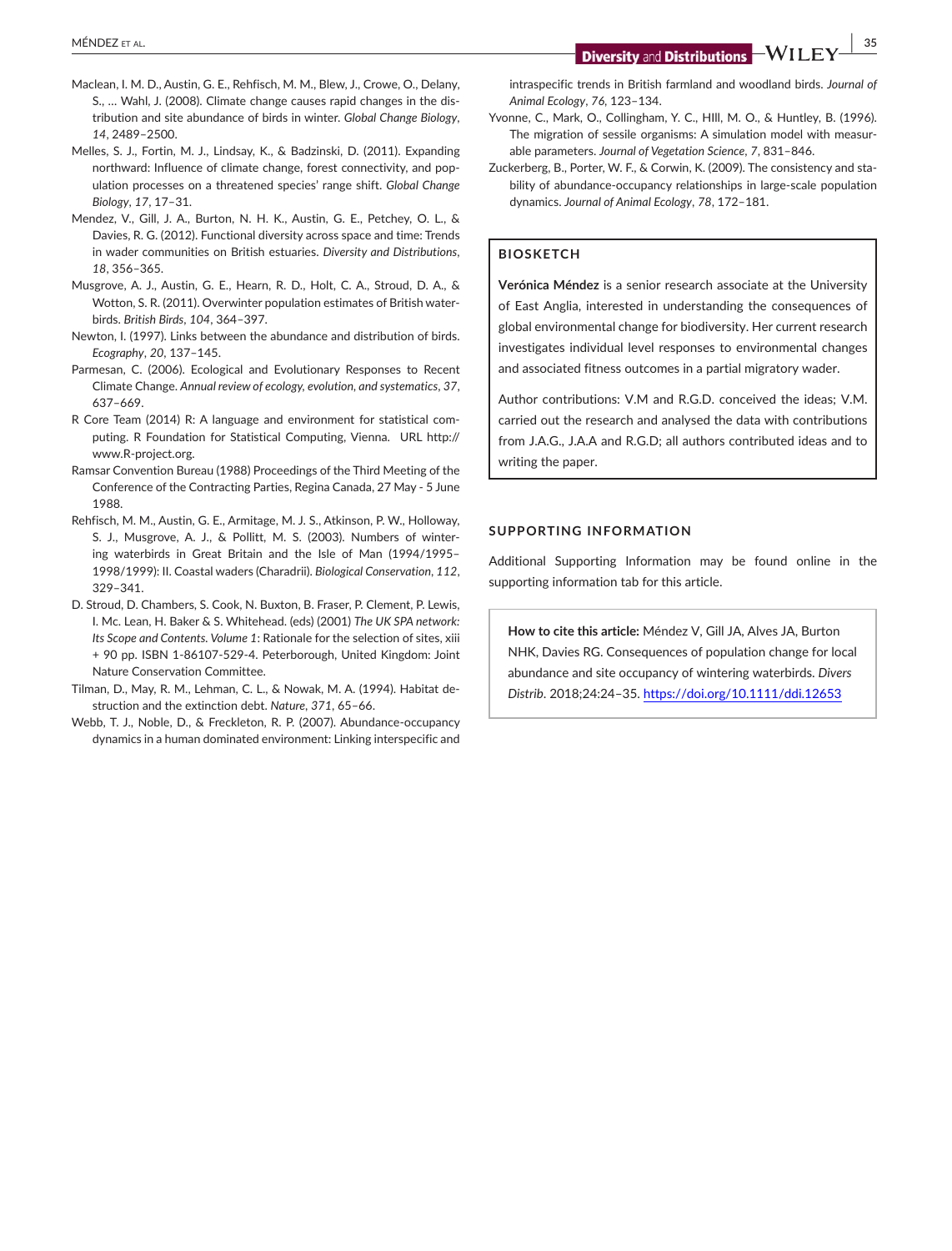Maclean, I. M. D., Austin, G. E., Rehfisch, M. M., Blew, J., Crowe, O., Delany, S., … Wahl, J. (2008). Climate change causes rapid changes in the distribution and site abundance of birds in winter. *Global Change Biology*, *14*, 2489–2500.

Melles, S. J., Fortin, M. J., Lindsay, K., & Badzinski, D. (2011). Expanding northward: Influence of climate change, forest connectivity, and population processes on a threatened species' range shift. *Global Change Biology*, *17*, 17–31.

Mendez, V., Gill, J. A., Burton, N. H. K., Austin, G. E., Petchey, O. L., & Davies, R. G. (2012). Functional diversity across space and time: Trends in wader communities on British estuaries. *Diversity and Distributions*, *18*, 356–365.

Musgrove, A. J., Austin, G. E., Hearn, R. D., Holt, C. A., Stroud, D. A., & Wotton, S. R. (2011). Overwinter population estimates of British waterbirds. *British Birds*, *104*, 364–397.

Newton, I. (1997). Links between the abundance and distribution of birds. *Ecography*, *20*, 137–145.

Parmesan, C. (2006). Ecological and Evolutionary Responses to Recent Climate Change. *Annual review of ecology, evolution, and systematics*, *37*, 637–669.

R Core Team (2014) R: A language and environment for statistical computing. R Foundation for Statistical Computing, Vienna. URL http://www.R-project.org.

Ramsar Convention Bureau (1988) Proceedings of the Third Meeting of the Conference of the Contracting Parties, Regina Canada, 27 May - 5 June 1988.

Rehfisch, M. M., Austin, G. E., Armitage, M. J. S., Atkinson, P. W., Holloway, S. J., Musgrove, A. J., & Pollitt, M. S. (2003). Numbers of wintering waterbirds in Great Britain and the Isle of Man (1994/1995–1998/1999): II. Coastal waders (Charadrii). *Biological Conservation*, *112*, 329–341.

D. Stroud, D. Chambers, S. Cook, N. Buxton, B. Fraser, P. Clement, P. Lewis, I. Mc. Lean, H. Baker & S. Whitehead. (eds) (2001) *The UK SPA network: Its Scope and Contents. Volume 1*: Rationale for the selection of sites, xiii + 90 pp. ISBN 1-86107-529-4. Peterborough, United Kingdom: Joint Nature Conservation Committee.

Tilman, D., May, R. M., Lehman, C. L., & Nowak, M. A. (1994). Habitat destruction and the extinction debt. *Nature*, *371*, 65–66.

Webb, T. J., Noble, D., & Freckleton, R. P. (2007). Abundance-occupancy dynamics in a human dominated environment: Linking interspecific and intraspecific trends in British farmland and woodland birds. *Journal of Animal Ecology*, *76*, 123–134.

Yvonne, C., Mark, O., Collingham, Y. C., HIll, M. O., & Huntley, B. (1996). The migration of sessile organisms: A simulation model with measurable parameters. *Journal of Vegetation Science*, *7*, 831–846.

Zuckerberg, B., Porter, W. F., & Corwin, K. (2009). The consistency and stability of abundance-occupancy relationships in large-scale population dynamics. *Journal of Animal Ecology*, *78*, 172–181.

## BIOSKETCH

**Verónica Méndez** is a senior research associate at the University of East Anglia, interested in understanding the consequences of global environmental change for biodiversity. Her current research investigates individual level responses to environmental changes and associated fitness outcomes in a partial migratory wader.

Author contributions: V.M and R.G.D. conceived the ideas; V.M. carried out the research and analysed the data with contributions from J.A.G., J.A.A and R.G.D; all authors contributed ideas and to writing the paper.

## SUPPORTING INFORMATION

Additional Supporting Information may be found online in the supporting information tab for this article.

**How to cite this article:** Méndez V, Gill JA, Alves JA, Burton NHK, Davies RG. Consequences of population change for local abundance and site occupancy of wintering waterbirds. *Divers Distrib*. 2018;24:24–35. https://doi.org/10.1111/ddi.12653